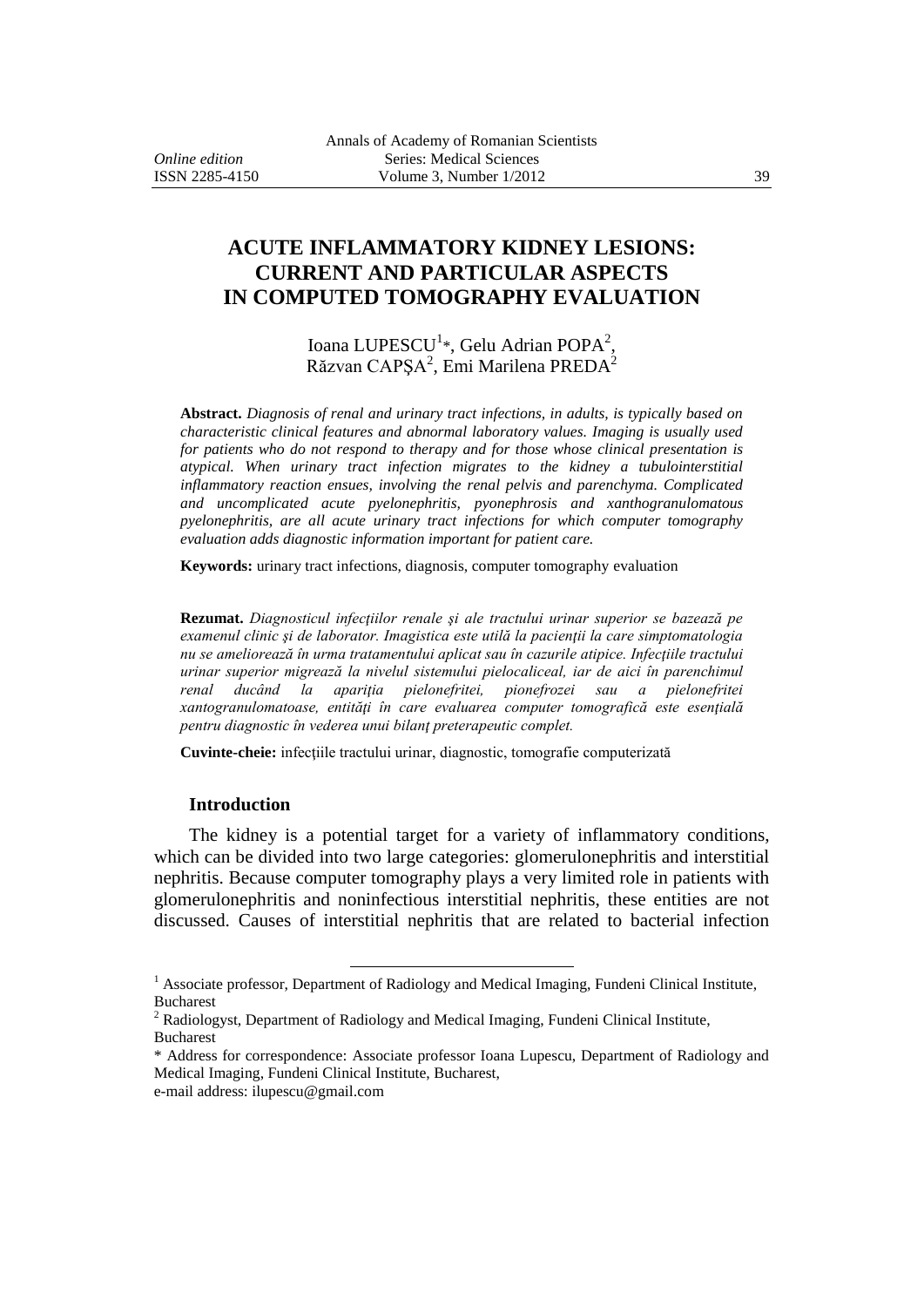# ACUTE INFLAMMATORY KIDNEY LESIONS: CURRENT AND PARTICULAR ASPECTS IN COMPUTED TOMOGRAPHY EVALUATION

Ioana LUPESCU[1]*, Gelu Adrian POPA[2], Răzvan CAPŞA[2], Emi Marilena PREDA[2]

**Abstract.** *Diagnosis of renal and urinary tract infections, in adults, is typically based on characteristic clinical features and abnormal laboratory values. Imaging is usually used for patients who do not respond to therapy and for those whose clinical presentation is atypical. When urinary tract infection migrates to the kidney a tubulointerstitial inflammatory reaction ensues, involving the renal pelvis and parenchyma. Complicated and uncomplicated acute pyelonephritis, pyonephrosis and xanthogranulomatous pyelonephritis, are all acute urinary tract infections for which computer tomography evaluation adds diagnostic information important for patient care.*

**Keywords:** urinary tract infections, diagnosis, computer tomography evaluation

**Rezumat.** *Diagnosticul infecţiilor renale şi ale tractului urinar superior se bazează pe examenul clinic şi de laborator. Imagistica este utilă la pacienţii la care simptomatologia nu se ameliorează în urma tratamentului aplicat sau în cazurile atipice. Infecţiile tractului urinar superior migrează la nivelul sistemului pielocaliceal, iar de aici în parenchimul renal ducând la apariţia pielonefritei, pionefrozei sau a pielonefritei xantogranulomatoase, entităţi în care evaluarea computer tomografică este esenţială pentru diagnostic în vederea unui bilanţ preterapeutic complet.*

**Cuvinte-cheie:** infecţiile tractului urinar, diagnostic, tomografie computerizată

## Introduction

The kidney is a potential target for a variety of inflammatory conditions, which can be divided into two large categories: glomerulonephritis and interstitial nephritis. Because computer tomography plays a very limited role in patients with glomerulonephritis and noninfectious interstitial nephritis, these entities are not discussed. Causes of interstitial nephritis that are related to bacterial infection

---

[1] Associate professor, Department of Radiology and Medical Imaging, Fundeni Clinical Institute, Bucharest

[2] Radiologyst, Department of Radiology and Medical Imaging, Fundeni Clinical Institute, Bucharest

* Address for correspondence: Associate professor Ioana Lupescu, Department of Radiology and Medical Imaging, Fundeni Clinical Institute, Bucharest,
e-mail address: ilupescu@gmail.com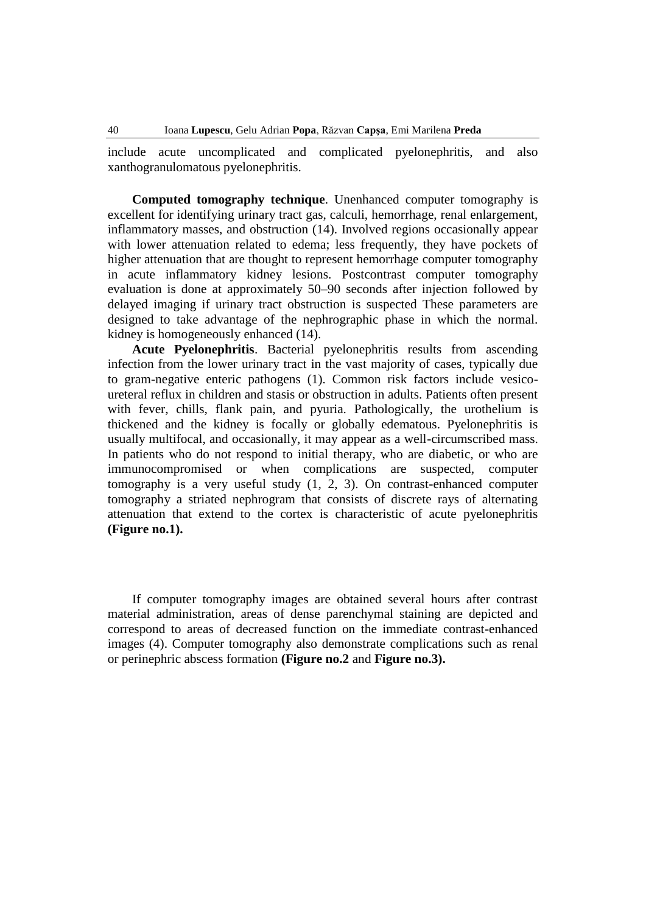include acute uncomplicated and complicated pyelonephritis, and also xanthogranulomatous pyelonephritis.

**Computed tomography technique**. Unenhanced computer tomography is excellent for identifying urinary tract gas, calculi, hemorrhage, renal enlargement, inflammatory masses, and obstruction (14). Involved regions occasionally appear with lower attenuation related to edema; less frequently, they have pockets of higher attenuation that are thought to represent hemorrhage computer tomography in acute inflammatory kidney lesions. Postcontrast computer tomography evaluation is done at approximately 50–90 seconds after injection followed by delayed imaging if urinary tract obstruction is suspected These parameters are designed to take advantage of the nephrographic phase in which the normal. kidney is homogeneously enhanced (14).

**Acute Pyelonephritis**. Bacterial pyelonephritis results from ascending infection from the lower urinary tract in the vast majority of cases, typically due to gram-negative enteric pathogens (1). Common risk factors include vesico-ureteral reflux in children and stasis or obstruction in adults. Patients often present with fever, chills, flank pain, and pyuria. Pathologically, the urothelium is thickened and the kidney is focally or globally edematous. Pyelonephritis is usually multifocal, and occasionally, it may appear as a well-circumscribed mass. In patients who do not respond to initial therapy, who are diabetic, or who are immunocompromised or when complications are suspected, computer tomography is a very useful study (1, 2, 3). On contrast-enhanced computer tomography a striated nephrogram that consists of discrete rays of alternating attenuation that extend to the cortex is characteristic of acute pyelonephritis **(Figure no.1).**

If computer tomography images are obtained several hours after contrast material administration, areas of dense parenchymal staining are depicted and correspond to areas of decreased function on the immediate contrast-enhanced images (4). Computer tomography also demonstrate complications such as renal or perinephric abscess formation **(Figure no.2** and **Figure no.3).**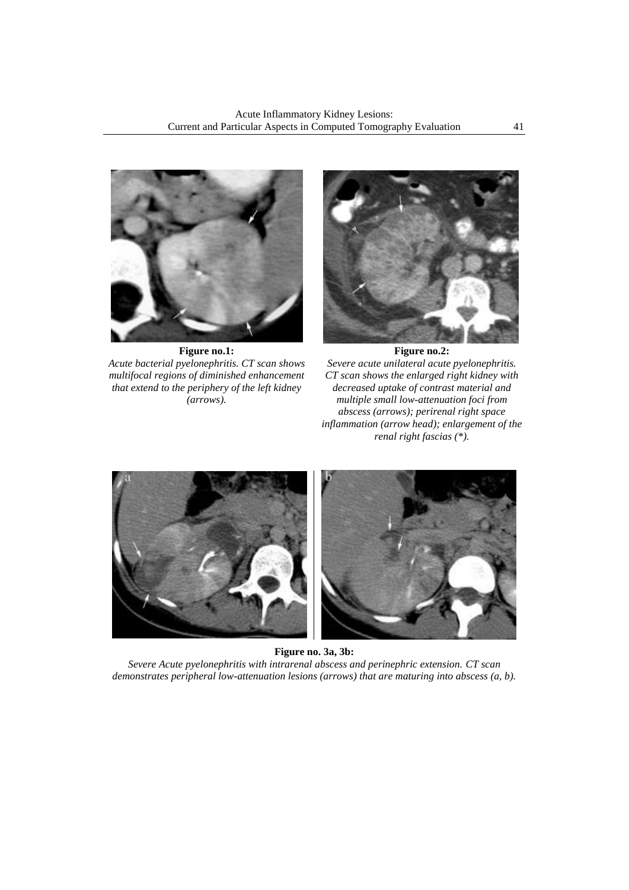**Figure no.1:**
*Acute bacterial pyelonephritis. CT scan shows multifocal regions of diminished enhancement that extend to the periphery of the left kidney (arrows).*

**Figure no.2:**
*Severe acute unilateral acute pyelonephritis. CT scan shows the enlarged right kidney with decreased uptake of contrast material and multiple small low-attenuation foci from abscess (arrows); perirenal right space inflammation (arrow head); enlargement of the renal right fascias (*).*

**Figure no. 3a, 3b:**
*Severe Acute pyelonephritis with intrarenal abscess and perinephric extension. CT scan demonstrates peripheral low-attenuation lesions (arrows) that are maturing into abscess (a, b).*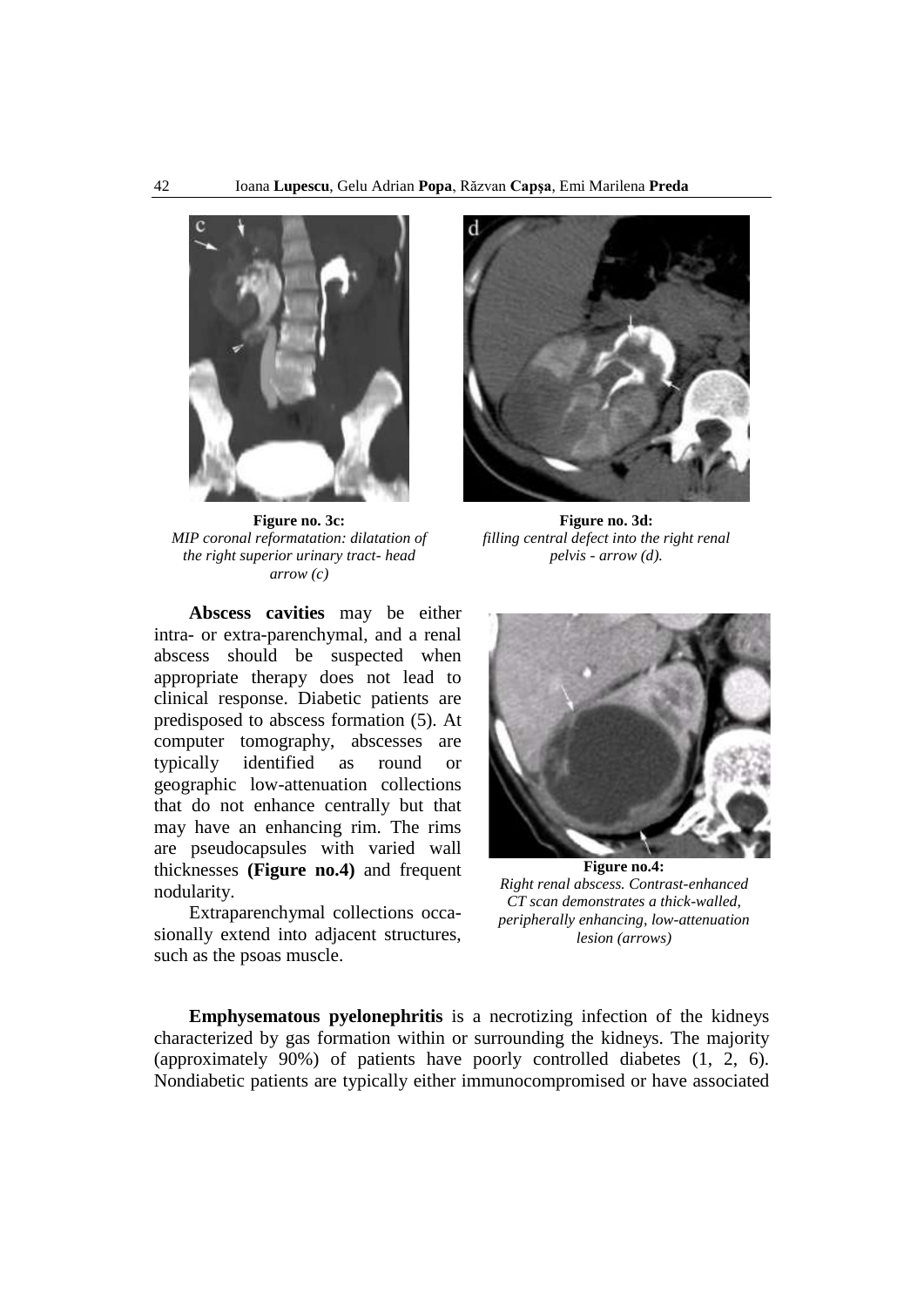**Figure no. 3c:**
*MIP coronal reformatation: dilatation of the right superior urinary tract- head arrow (c)*

**Figure no. 3d:**
*filling central defect into the right renal pelvis - arrow (d).*

**Abscess cavities** may be either intra- or extra-parenchymal, and a renal abscess should be suspected when appropriate therapy does not lead to clinical response. Diabetic patients are predisposed to abscess formation (5). At computer tomography, abscesses are typically identified as round or geographic low-attenuation collections that do not enhance centrally but that may have an enhancing rim. The rims are pseudocapsules with varied wall thicknesses **(Figure no.4)** and frequent nodularity.

Extraparenchymal collections occasionally extend into adjacent structures, such as the psoas muscle.

**Figure no.4:**
*Right renal abscess. Contrast-enhanced CT scan demonstrates a thick-walled, peripherally enhancing, low-attenuation lesion (arrows)*

**Emphysematous pyelonephritis** is a necrotizing infection of the kidneys characterized by gas formation within or surrounding the kidneys. The majority (approximately 90%) of patients have poorly controlled diabetes (1, 2, 6). Nondiabetic patients are typically either immunocompromised or have associated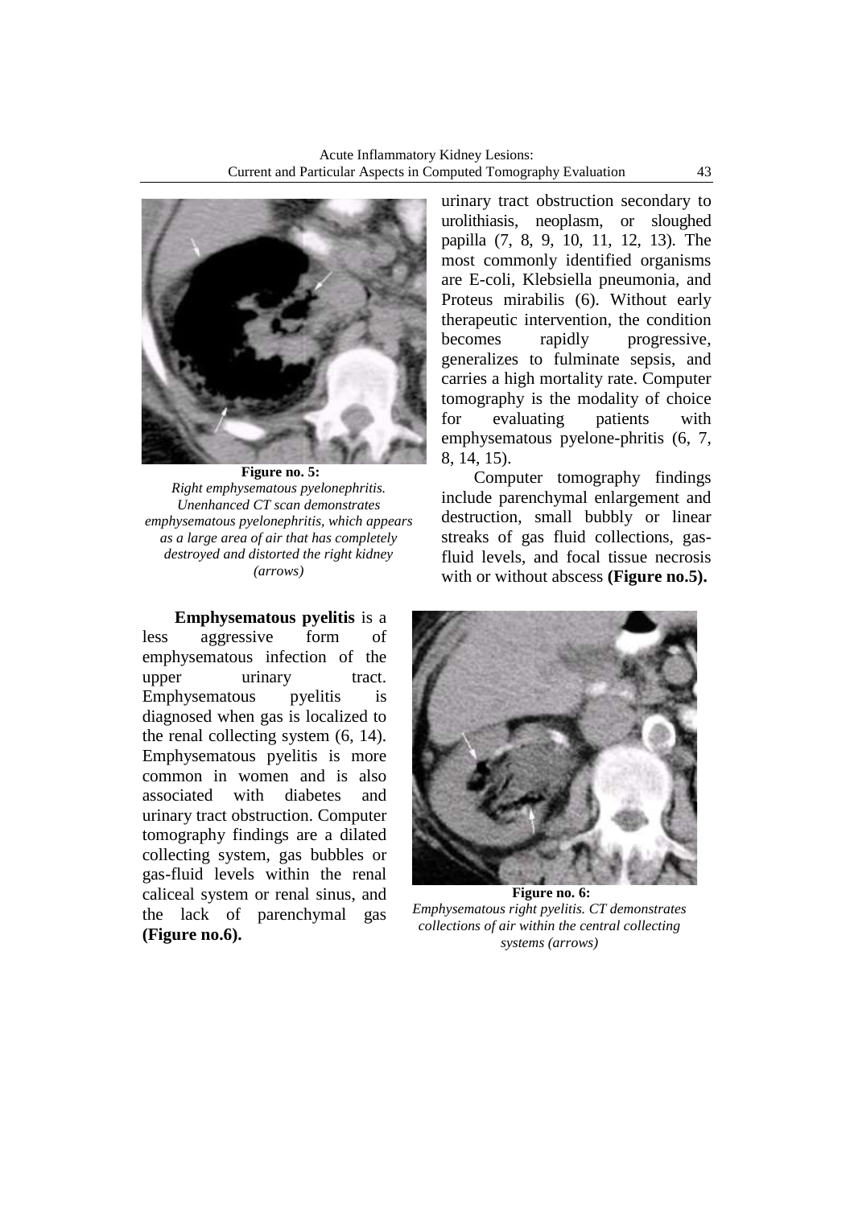**Figure no. 5:**
*Right emphysematous pyelonephritis. Unenhanced CT scan demonstrates emphysematous pyelonephritis, which appears as a large area of air that has completely destroyed and distorted the right kidney (arrows)*

urinary tract obstruction secondary to urolithiasis, neoplasm, or sloughed papilla (7, 8, 9, 10, 11, 12, 13). The most commonly identified organisms are E-coli, Klebsiella pneumonia, and Proteus mirabilis (6). Without early therapeutic intervention, the condition becomes rapidly progressive, generalizes to fulminate sepsis, and carries a high mortality rate. Computer tomography is the modality of choice for evaluating patients with emphysematous pyelone-phritis (6, 7, 8, 14, 15).

Computer tomography findings include parenchymal enlargement and destruction, small bubbly or linear streaks of gas fluid collections, gas-fluid levels, and focal tissue necrosis with or without abscess **(Figure no.5).**

**Emphysematous pyelitis** is a less aggressive form of emphysematous infection of the upper urinary tract. Emphysematous pyelitis is diagnosed when gas is localized to the renal collecting system (6, 14). Emphysematous pyelitis is more common in women and is also associated with diabetes and urinary tract obstruction. Computer tomography findings are a dilated collecting system, gas bubbles or gas-fluid levels within the renal caliceal system or renal sinus, and the lack of parenchymal gas **(Figure no.6).**

**Figure no. 6:**
*Emphysematous right pyelitis. CT demonstrates collections of air within the central collecting systems (arrows)*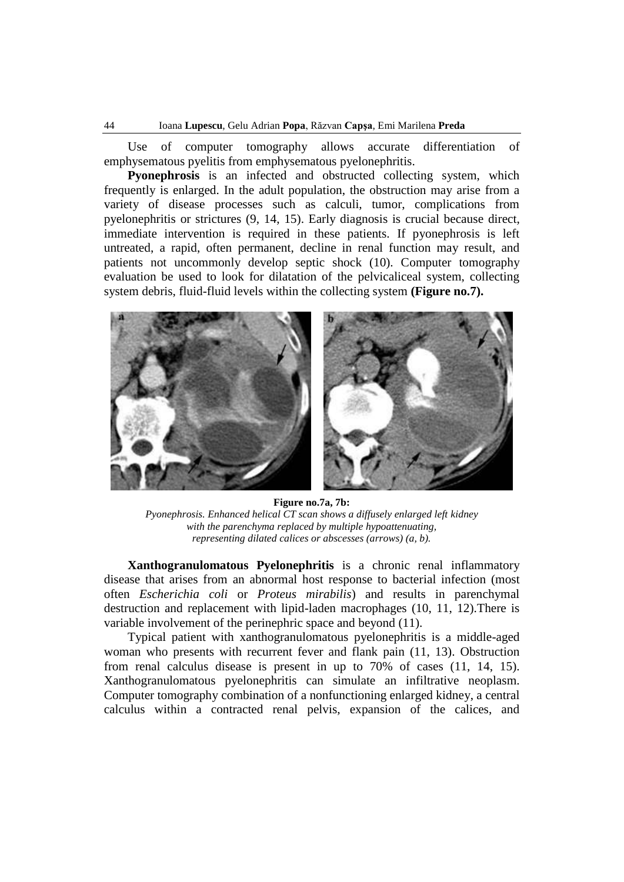Use of computer tomography allows accurate differentiation of emphysematous pyelitis from emphysematous pyelonephritis.

**Pyonephrosis** is an infected and obstructed collecting system, which frequently is enlarged. In the adult population, the obstruction may arise from a variety of disease processes such as calculi, tumor, complications from pyelonephritis or strictures (9, 14, 15). Early diagnosis is crucial because direct, immediate intervention is required in these patients. If pyonephrosis is left untreated, a rapid, often permanent, decline in renal function may result, and patients not uncommonly develop septic shock (10). Computer tomography evaluation be used to look for dilatation of the pelvicaliceal system, collecting system debris, fluid-fluid levels within the collecting system **(Figure no.7).**

**Figure no.7a, 7b:**
*Pyonephrosis. Enhanced helical CT scan shows a diffusely enlarged left kidney with the parenchyma replaced by multiple hypoattenuating, representing dilated calices or abscesses (arrows) (a, b).*

**Xanthogranulomatous Pyelonephritis** is a chronic renal inflammatory disease that arises from an abnormal host response to bacterial infection (most often *Escherichia coli* or *Proteus mirabilis*) and results in parenchymal destruction and replacement with lipid-laden macrophages (10, 11, 12).There is variable involvement of the perinephric space and beyond (11).

Typical patient with xanthogranulomatous pyelonephritis is a middle-aged woman who presents with recurrent fever and flank pain (11, 13). Obstruction from renal calculus disease is present in up to 70% of cases (11, 14, 15). Xanthogranulomatous pyelonephritis can simulate an infiltrative neoplasm. Computer tomography combination of a nonfunctioning enlarged kidney, a central calculus within a contracted renal pelvis, expansion of the calices, and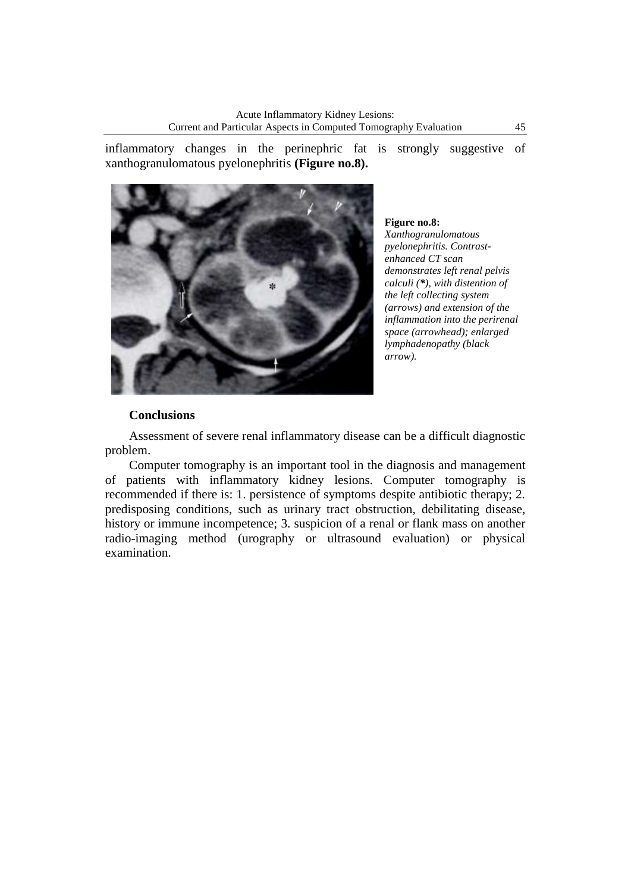inflammatory changes in the perinephric fat is strongly suggestive of xanthogranulomatous pyelonephritis **(Figure no.8).**

**Figure no.8:**
*Xanthogranulomatous pyelonephritis. Contrast-enhanced CT scan demonstrates left renal pelvis calculi (**\***), with distention of the left collecting system (arrows) and extension of the inflammation into the perirenal space (arrowhead); enlarged lymphadenopathy (black arrow).*

## Conclusions

Assessment of severe renal inflammatory disease can be a difficult diagnostic problem.

Computer tomography is an important tool in the diagnosis and management of patients with inflammatory kidney lesions. Computer tomography is recommended if there is: 1. persistence of symptoms despite antibiotic therapy; 2. predisposing conditions, such as urinary tract obstruction, debilitating disease, history or immune incompetence; 3. suspicion of a renal or flank mass on another radio-imaging method (urography or ultrasound evaluation) or physical examination.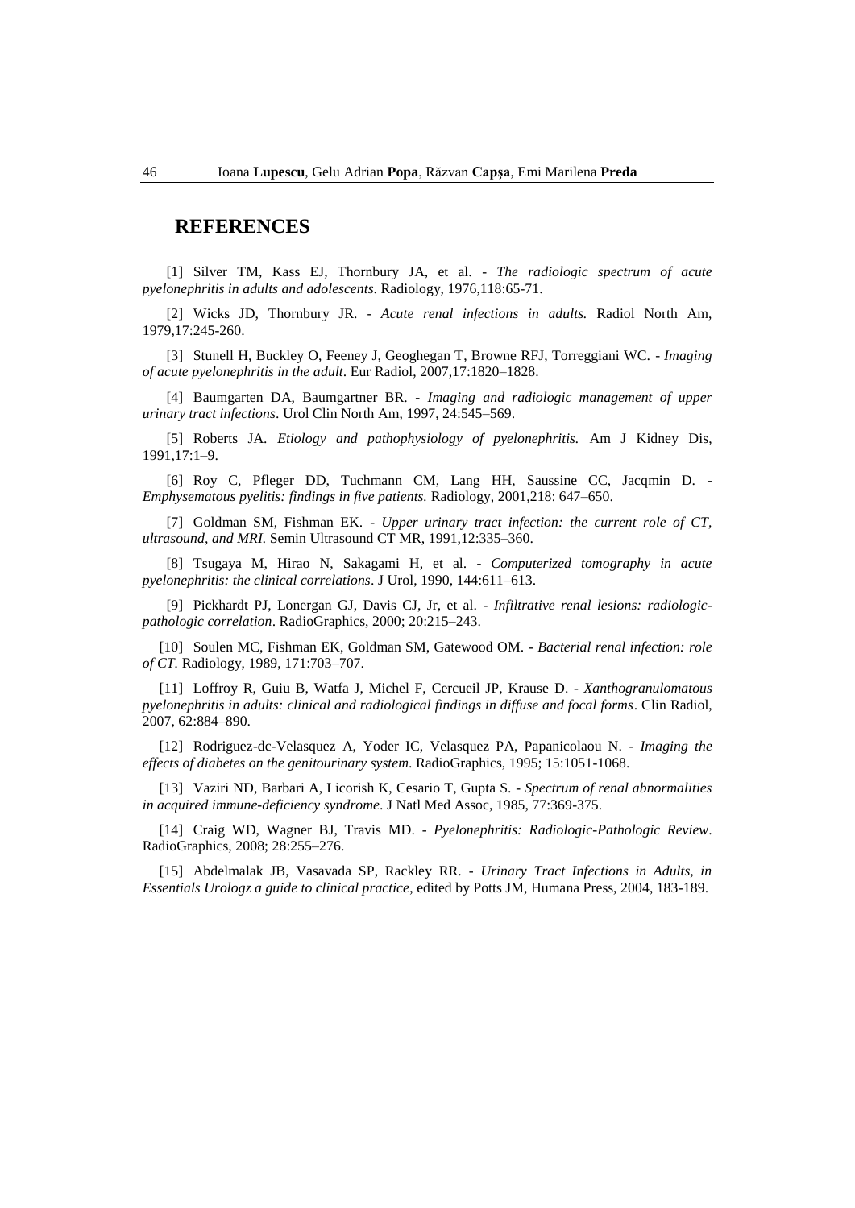## REFERENCES

[1] Silver TM, Kass EJ, Thornbury JA, et al. - *The radiologic spectrum of acute pyelonephritis in adults and adolescents*. Radiology, 1976,118:65-71.

[2] Wicks JD, Thornbury JR. - *Acute renal infections in adults.* Radiol North Am, 1979,17:245-260.

[3] Stunell H, Buckley O, Feeney J, Geoghegan T, Browne RFJ, Torreggiani WC. - *Imaging of acute pyelonephritis in the adult*. Eur Radiol, 2007,17:1820–1828.

[4] Baumgarten DA, Baumgartner BR. - *Imaging and radiologic management of upper urinary tract infections*. Urol Clin North Am, 1997, 24:545–569.

[5] Roberts JA. *Etiology and pathophysiology of pyelonephritis.* Am J Kidney Dis, 1991,17:1–9.

[6] Roy C, Pfleger DD, Tuchmann CM, Lang HH, Saussine CC, Jacqmin D. - *Emphysematous pyelitis: findings in five patients.* Radiology, 2001,218: 647–650.

[7] Goldman SM, Fishman EK. - *Upper urinary tract infection: the current role of CT, ultrasound, and MRI.* Semin Ultrasound CT MR, 1991,12:335–360.

[8] Tsugaya M, Hirao N, Sakagami H, et al. - *Computerized tomography in acute pyelonephritis: the clinical correlations*. J Urol, 1990, 144:611–613.

[9] Pickhardt PJ, Lonergan GJ, Davis CJ, Jr, et al. - *Infiltrative renal lesions: radiologic-pathologic correlation*. RadioGraphics, 2000; 20:215–243.

[10] Soulen MC, Fishman EK, Goldman SM, Gatewood OM. - *Bacterial renal infection: role of CT.* Radiology, 1989, 171:703–707.

[11] Loffroy R, Guiu B, Watfa J, Michel F, Cercueil JP, Krause D. - *Xanthogranulomatous pyelonephritis in adults: clinical and radiological findings in diffuse and focal forms*. Clin Radiol, 2007, 62:884–890.

[12] Rodriguez-dc-Velasquez A, Yoder IC, Velasquez PA, Papanicolaou N. - *Imaging the effects of diabetes on the genitourinary system*. RadioGraphics, 1995; 15:1051-1068.

[13] Vaziri ND, Barbari A, Licorish K, Cesario T, Gupta S. - *Spectrum of renal abnormalities in acquired immune-deficiency syndrome*. J Natl Med Assoc, 1985, 77:369-375.

[14] Craig WD, Wagner BJ, Travis MD. - *Pyelonephritis: Radiologic-Pathologic Review*. RadioGraphics, 2008; 28:255–276.

[15] Abdelmalak JB, Vasavada SP, Rackley RR. - *Urinary Tract Infections in Adults, in Essentials Urologz a guide to clinical practice*, edited by Potts JM, Humana Press, 2004, 183-189.